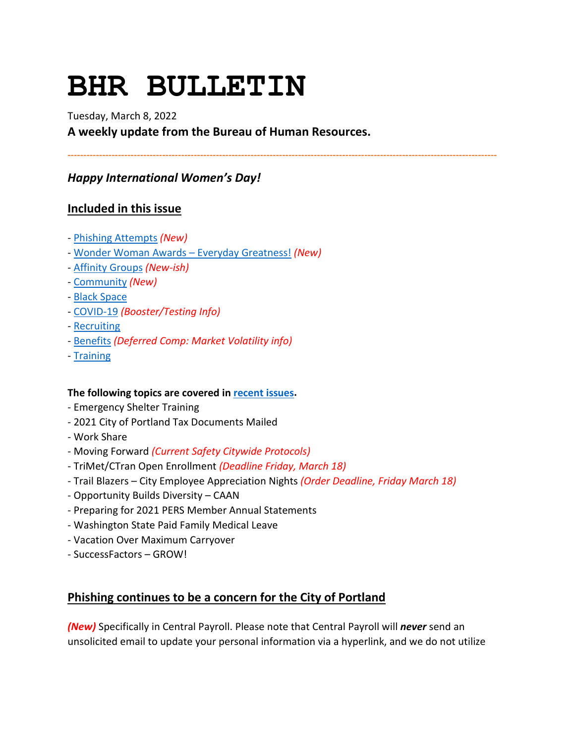# BHR BULLETIN

Tuesday, March 8, 2022

**A weekly update from the Bureau of Human Resources.**

---

***Happy International Women's Day!***

## Included in this issue

- Phishing Attempts *(New)*
- Wonder Woman Awards – Everyday Greatness! *(New)*
- Affinity Groups *(New-ish)*
- Community *(New)*
- Black Space
- COVID-19 *(Booster/Testing Info)*
- Recruiting
- Benefits *(Deferred Comp: Market Volatility info)*
- Training

**The following topics are covered in recent issues.**

- Emergency Shelter Training
- 2021 City of Portland Tax Documents Mailed
- Work Share
- Moving Forward *(Current Safety Citywide Protocols)*
- TriMet/CTran Open Enrollment *(Deadline Friday, March 18)*
- Trail Blazers – City Employee Appreciation Nights *(Order Deadline, Friday March 18)*
- Opportunity Builds Diversity – CAAN
- Preparing for 2021 PERS Member Annual Statements
- Washington State Paid Family Medical Leave
- Vacation Over Maximum Carryover
- SuccessFactors – GROW!

## Phishing continues to be a concern for the City of Portland

***(New)*** Specifically in Central Payroll. Please note that Central Payroll will ***never*** send an unsolicited email to update your personal information via a hyperlink, and we do not utilize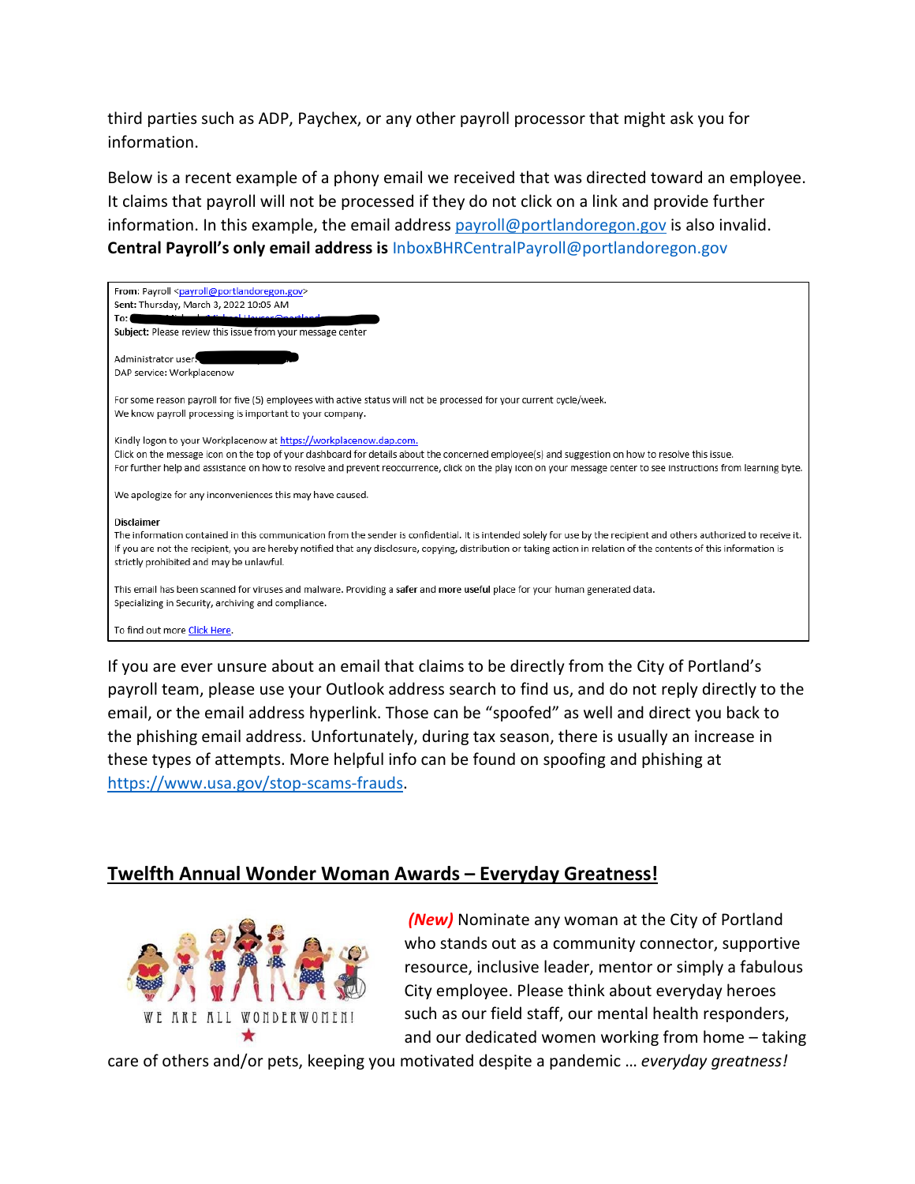third parties such as ADP, Paychex, or any other payroll processor that might ask you for information.

Below is a recent example of a phony email we received that was directed toward an employee. It claims that payroll will not be processed if they do not click on a link and provide further information. In this example, the email address payroll@portlandoregon.gov is also invalid. **Central Payroll's only email address is** InboxBHRCentralPayroll@portlandoregon.gov

> **From:** Payroll <payroll@portlandoregon.gov>
> **Sent:** Thursday, March 3, 2022 10:05 AM
> **To:**
> **Subject:** Please review this issue from your message center
>
> Administrator user:
> DAP service: Workplacenow
>
> For some reason payroll for five (5) employees with active status will not be processed for your current cycle/week.
> We know payroll processing is important to your company.
>
> Kindly logon to your Workplacenow at https://workplacenow.dap.com.
> Click on the message icon on the top of your dashboard for details about the concerned employee(s) and suggestion on how to resolve this issue.
> For further help and assistance on how to resolve and prevent reoccurrence, click on the play icon on your message center to see instructions from learning byte.
>
> We apologize for any inconveniences this may have caused.
>
> **Disclaimer**
> The information contained in this communication from the sender is confidential. It is intended solely for use by the recipient and others authorized to receive it. If you are not the recipient, you are hereby notified that any disclosure, copying, distribution or taking action in relation of the contents of this information is strictly prohibited and may be unlawful.
>
> This email has been scanned for viruses and malware. Providing a **safer** and **more useful** place for your human generated data.
> Specializing in Security, archiving and compliance.
>
> To find out more Click Here.

If you are ever unsure about an email that claims to be directly from the City of Portland's payroll team, please use your Outlook address search to find us, and do not reply directly to the email, or the email address hyperlink. Those can be "spoofed" as well and direct you back to the phishing email address. Unfortunately, during tax season, there is usually an increase in these types of attempts. More helpful info can be found on spoofing and phishing at https://www.usa.gov/stop-scams-frauds.

## Twelfth Annual Wonder Woman Awards – Everyday Greatness!

WE ARE ALL WONDERWOMEN!

***(New)*** Nominate any woman at the City of Portland who stands out as a community connector, supportive resource, inclusive leader, mentor or simply a fabulous City employee. Please think about everyday heroes such as our field staff, our mental health responders, and our dedicated women working from home – taking care of others and/or pets, keeping you motivated despite a pandemic … *everyday greatness!*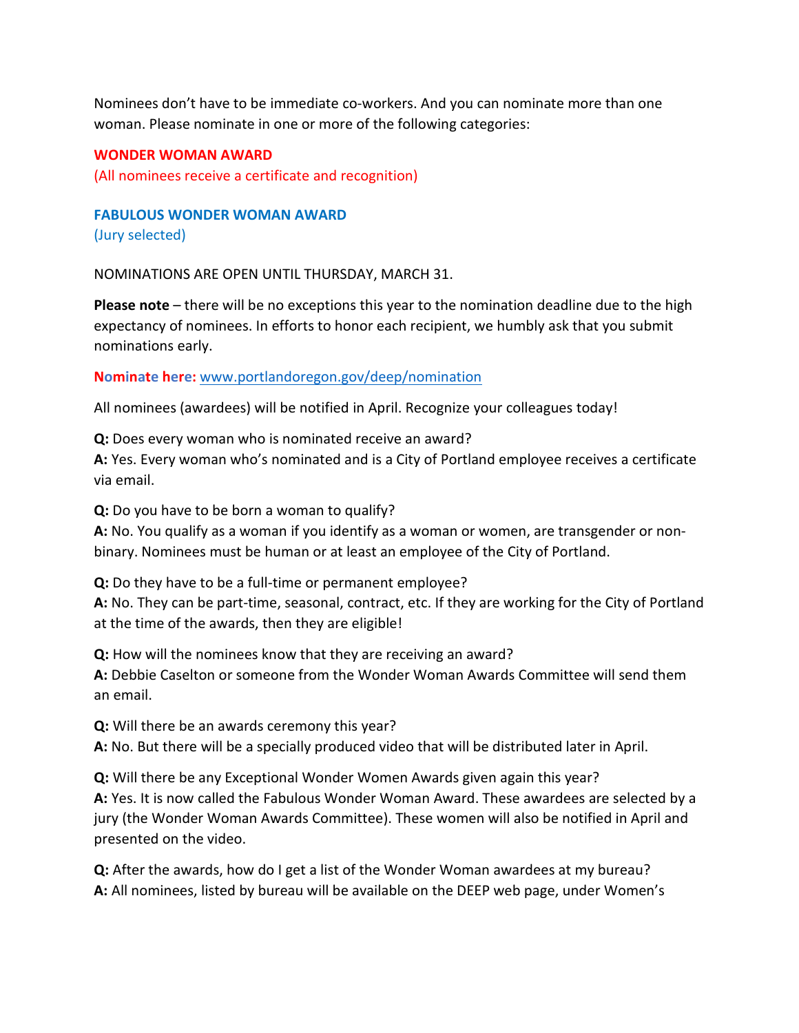Nominees don't have to be immediate co-workers. And you can nominate more than one woman. Please nominate in one or more of the following categories:

**WONDER WOMAN AWARD**
(All nominees receive a certificate and recognition)

**FABULOUS WONDER WOMAN AWARD**
(Jury selected)

NOMINATIONS ARE OPEN UNTIL THURSDAY, MARCH 31.

**Please note** – there will be no exceptions this year to the nomination deadline due to the high expectancy of nominees. In efforts to honor each recipient, we humbly ask that you submit nominations early.

**Nominate here:** [www.portlandoregon.gov/deep/nomination](www.portlandoregon.gov/deep/nomination)

All nominees (awardees) will be notified in April. Recognize your colleagues today!

**Q:** Does every woman who is nominated receive an award?
**A:** Yes. Every woman who's nominated and is a City of Portland employee receives a certificate via email.

**Q:** Do you have to be born a woman to qualify?
**A:** No. You qualify as a woman if you identify as a woman or women, are transgender or non-binary. Nominees must be human or at least an employee of the City of Portland.

**Q:** Do they have to be a full-time or permanent employee?
**A:** No. They can be part-time, seasonal, contract, etc. If they are working for the City of Portland at the time of the awards, then they are eligible!

**Q:** How will the nominees know that they are receiving an award?
**A:** Debbie Caselton or someone from the Wonder Woman Awards Committee will send them an email.

**Q:** Will there be an awards ceremony this year?
**A:** No. But there will be a specially produced video that will be distributed later in April.

**Q:** Will there be any Exceptional Wonder Women Awards given again this year?
**A:** Yes. It is now called the Fabulous Wonder Woman Award. These awardees are selected by a jury (the Wonder Woman Awards Committee). These women will also be notified in April and presented on the video.

**Q:** After the awards, how do I get a list of the Wonder Woman awardees at my bureau?
**A:** All nominees, listed by bureau will be available on the DEEP web page, under Women's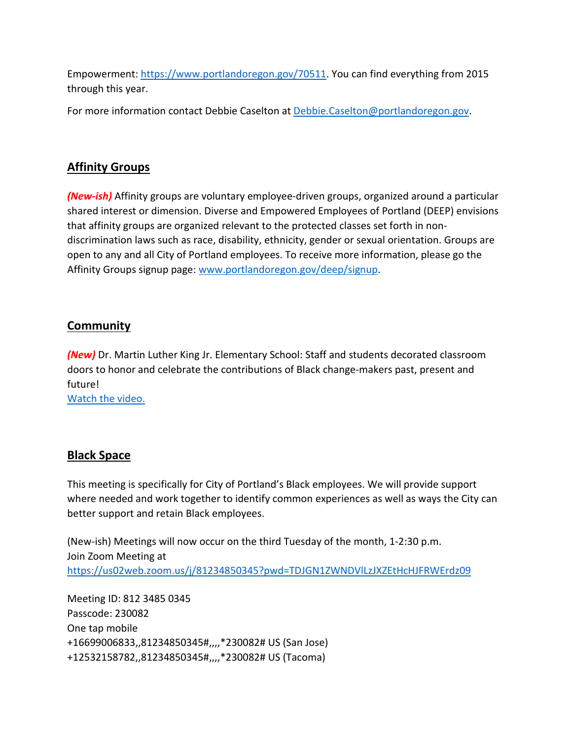Empowerment: https://www.portlandoregon.gov/70511. You can find everything from 2015 through this year.

For more information contact Debbie Caselton at Debbie.Caselton@portlandoregon.gov.

## Affinity Groups

***(New-ish)*** Affinity groups are voluntary employee-driven groups, organized around a particular shared interest or dimension. Diverse and Empowered Employees of Portland (DEEP) envisions that affinity groups are organized relevant to the protected classes set forth in non-discrimination laws such as race, disability, ethnicity, gender or sexual orientation. Groups are open to any and all City of Portland employees. To receive more information, please go the Affinity Groups signup page: www.portlandoregon.gov/deep/signup.

## Community

***(New)*** Dr. Martin Luther King Jr. Elementary School: Staff and students decorated classroom doors to honor and celebrate the contributions of Black change-makers past, present and future!
Watch the video.

## Black Space

This meeting is specifically for City of Portland's Black employees. We will provide support where needed and work together to identify common experiences as well as ways the City can better support and retain Black employees.

(New-ish) Meetings will now occur on the third Tuesday of the month, 1-2:30 p.m.
Join Zoom Meeting at
https://us02web.zoom.us/j/81234850345?pwd=TDJGN1ZWNDVlLzJXZEtHcHJFRWErdz09

Meeting ID: 812 3485 0345
Passcode: 230082
One tap mobile
+16699006833,,81234850345#,,,,*230082# US (San Jose)
+12532158782,,81234850345#,,,,*230082# US (Tacoma)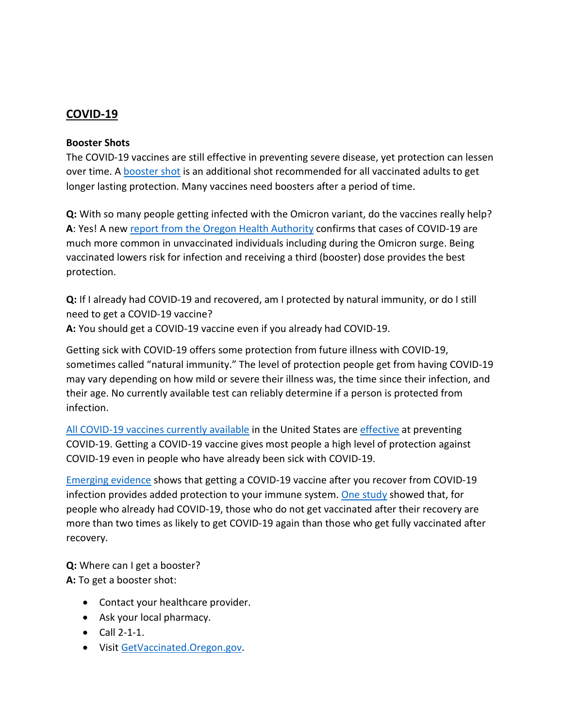## COVID-19

**Booster Shots**

The COVID-19 vaccines are still effective in preventing severe disease, yet protection can lessen over time. A booster shot is an additional shot recommended for all vaccinated adults to get longer lasting protection. Many vaccines need boosters after a period of time.

**Q:** With so many people getting infected with the Omicron variant, do the vaccines really help?
**A**: Yes! A new report from the Oregon Health Authority confirms that cases of COVID-19 are much more common in unvaccinated individuals including during the Omicron surge. Being vaccinated lowers risk for infection and receiving a third (booster) dose provides the best protection.

**Q:** If I already had COVID-19 and recovered, am I protected by natural immunity, or do I still need to get a COVID-19 vaccine?
**A:** You should get a COVID-19 vaccine even if you already had COVID-19.

Getting sick with COVID-19 offers some protection from future illness with COVID-19, sometimes called "natural immunity." The level of protection people get from having COVID-19 may vary depending on how mild or severe their illness was, the time since their infection, and their age. No currently available test can reliably determine if a person is protected from infection.

All COVID-19 vaccines currently available in the United States are effective at preventing COVID-19. Getting a COVID-19 vaccine gives most people a high level of protection against COVID-19 even in people who have already been sick with COVID-19.

Emerging evidence shows that getting a COVID-19 vaccine after you recover from COVID-19 infection provides added protection to your immune system. One study showed that, for people who already had COVID-19, those who do not get vaccinated after their recovery are more than two times as likely to get COVID-19 again than those who get fully vaccinated after recovery.

**Q:** Where can I get a booster?
**A:** To get a booster shot:

- Contact your healthcare provider.
- Ask your local pharmacy.
- Call 2-1-1.
- Visit GetVaccinated.Oregon.gov.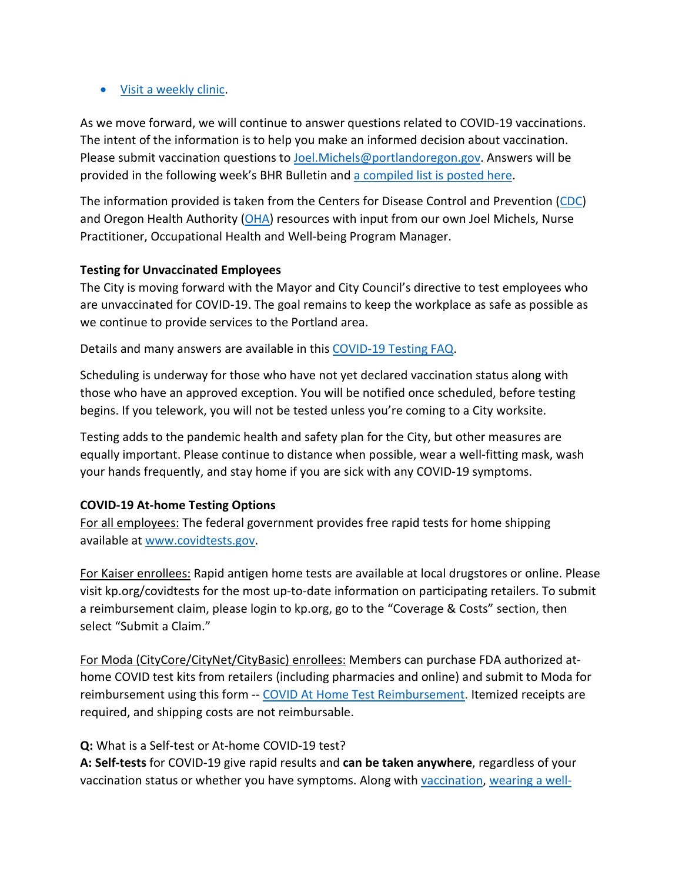- Visit a weekly clinic.

As we move forward, we will continue to answer questions related to COVID-19 vaccinations. The intent of the information is to help you make an informed decision about vaccination. Please submit vaccination questions to Joel.Michels@portlandoregon.gov. Answers will be provided in the following week's BHR Bulletin and a compiled list is posted here.

The information provided is taken from the Centers for Disease Control and Prevention (CDC) and Oregon Health Authority (OHA) resources with input from our own Joel Michels, Nurse Practitioner, Occupational Health and Well-being Program Manager.

**Testing for Unvaccinated Employees**

The City is moving forward with the Mayor and City Council's directive to test employees who are unvaccinated for COVID-19. The goal remains to keep the workplace as safe as possible as we continue to provide services to the Portland area.

Details and many answers are available in this COVID-19 Testing FAQ.

Scheduling is underway for those who have not yet declared vaccination status along with those who have an approved exception. You will be notified once scheduled, before testing begins. If you telework, you will not be tested unless you're coming to a City worksite.

Testing adds to the pandemic health and safety plan for the City, but other measures are equally important. Please continue to distance when possible, wear a well-fitting mask, wash your hands frequently, and stay home if you are sick with any COVID-19 symptoms.

**COVID-19 At-home Testing Options**

For all employees: The federal government provides free rapid tests for home shipping available at www.covidtests.gov.

For Kaiser enrollees: Rapid antigen home tests are available at local drugstores or online. Please visit kp.org/covidtests for the most up-to-date information on participating retailers. To submit a reimbursement claim, please login to kp.org, go to the "Coverage & Costs" section, then select "Submit a Claim."

For Moda (CityCore/CityNet/CityBasic) enrollees: Members can purchase FDA authorized at-home COVID test kits from retailers (including pharmacies and online) and submit to Moda for reimbursement using this form -- COVID At Home Test Reimbursement. Itemized receipts are required, and shipping costs are not reimbursable.

**Q:** What is a Self-test or At-home COVID-19 test?
**A: Self-tests** for COVID-19 give rapid results and **can be taken anywhere**, regardless of your vaccination status or whether you have symptoms. Along with vaccination, wearing a well-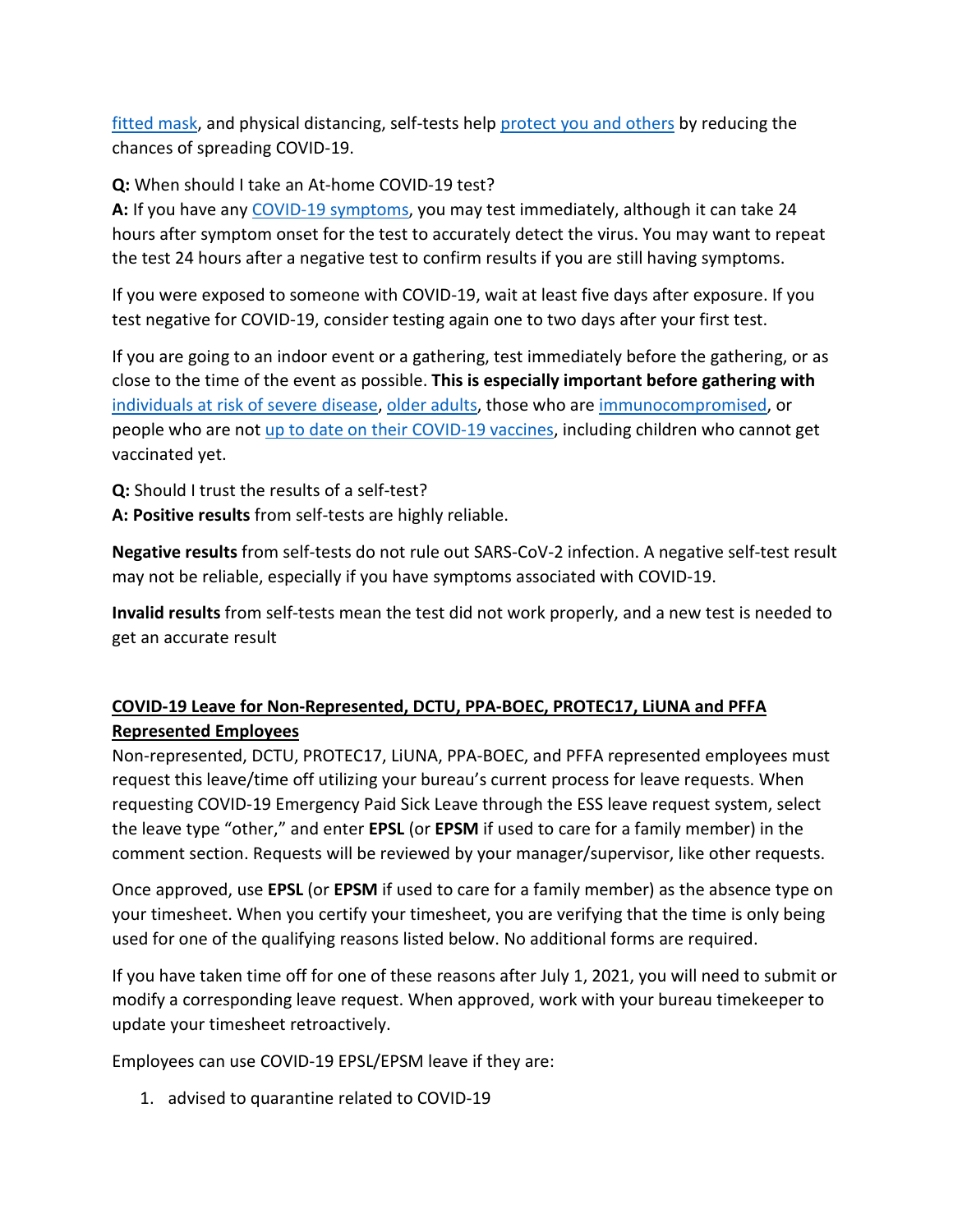fitted mask, and physical distancing, self-tests help protect you and others by reducing the chances of spreading COVID-19.

**Q:** When should I take an At-home COVID-19 test?
**A:** If you have any COVID-19 symptoms, you may test immediately, although it can take 24 hours after symptom onset for the test to accurately detect the virus. You may want to repeat the test 24 hours after a negative test to confirm results if you are still having symptoms.

If you were exposed to someone with COVID-19, wait at least five days after exposure. If you test negative for COVID-19, consider testing again one to two days after your first test.

If you are going to an indoor event or a gathering, test immediately before the gathering, or as close to the time of the event as possible. **This is especially important before gathering with** individuals at risk of severe disease, older adults, those who are immunocompromised, or people who are not up to date on their COVID-19 vaccines, including children who cannot get vaccinated yet.

**Q:** Should I trust the results of a self-test?
**A: Positive results** from self-tests are highly reliable.

**Negative results** from self-tests do not rule out SARS-CoV-2 infection. A negative self-test result may not be reliable, especially if you have symptoms associated with COVID-19.

**Invalid results** from self-tests mean the test did not work properly, and a new test is needed to get an accurate result

**COVID-19 Leave for Non-Represented, DCTU, PPA-BOEC, PROTEC17, LiUNA and PFFA Represented Employees**

Non-represented, DCTU, PROTEC17, LiUNA, PPA-BOEC, and PFFA represented employees must request this leave/time off utilizing your bureau's current process for leave requests. When requesting COVID-19 Emergency Paid Sick Leave through the ESS leave request system, select the leave type "other," and enter **EPSL** (or **EPSM** if used to care for a family member) in the comment section. Requests will be reviewed by your manager/supervisor, like other requests.

Once approved, use **EPSL** (or **EPSM** if used to care for a family member) as the absence type on your timesheet. When you certify your timesheet, you are verifying that the time is only being used for one of the qualifying reasons listed below. No additional forms are required.

If you have taken time off for one of these reasons after July 1, 2021, you will need to submit or modify a corresponding leave request. When approved, work with your bureau timekeeper to update your timesheet retroactively.

Employees can use COVID-19 EPSL/EPSM leave if they are:

1. advised to quarantine related to COVID-19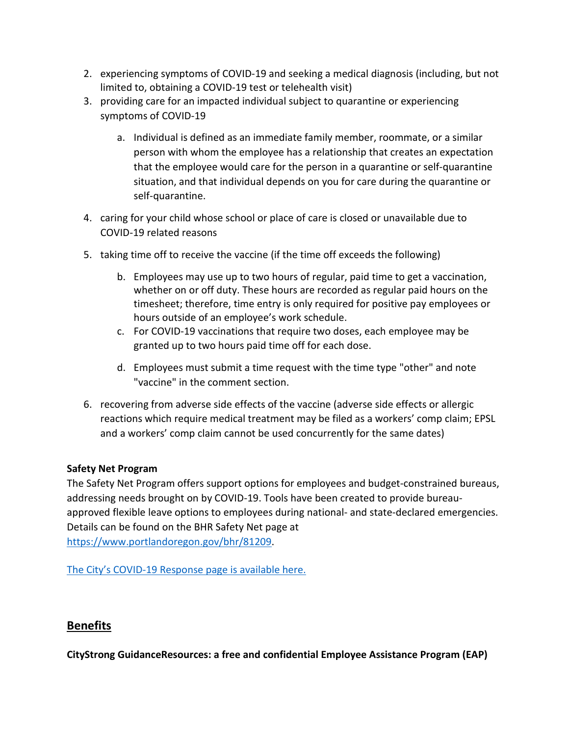2. experiencing symptoms of COVID-19 and seeking a medical diagnosis (including, but not limited to, obtaining a COVID-19 test or telehealth visit)
3. providing care for an impacted individual subject to quarantine or experiencing symptoms of COVID-19
    a. Individual is defined as an immediate family member, roommate, or a similar person with whom the employee has a relationship that creates an expectation that the employee would care for the person in a quarantine or self-quarantine situation, and that individual depends on you for care during the quarantine or self-quarantine.
4. caring for your child whose school or place of care is closed or unavailable due to COVID-19 related reasons
5. taking time off to receive the vaccine (if the time off exceeds the following)
    b. Employees may use up to two hours of regular, paid time to get a vaccination, whether on or off duty. These hours are recorded as regular paid hours on the timesheet; therefore, time entry is only required for positive pay employees or hours outside of an employee's work schedule.
    c. For COVID-19 vaccinations that require two doses, each employee may be granted up to two hours paid time off for each dose.
    d. Employees must submit a time request with the time type "other" and note "vaccine" in the comment section.
6. recovering from adverse side effects of the vaccine (adverse side effects or allergic reactions which require medical treatment may be filed as a workers' comp claim; EPSL and a workers' comp claim cannot be used concurrently for the same dates)

**Safety Net Program**
The Safety Net Program offers support options for employees and budget-constrained bureaus, addressing needs brought on by COVID-19. Tools have been created to provide bureau-approved flexible leave options to employees during national- and state-declared emergencies. Details can be found on the BHR Safety Net page at [https://www.portlandoregon.gov/bhr/81209](https://www.portlandoregon.gov/bhr/81209).

[The City's COVID-19 Response page is available here.]()

## Benefits

**CityStrong GuidanceResources: a free and confidential Employee Assistance Program (EAP)**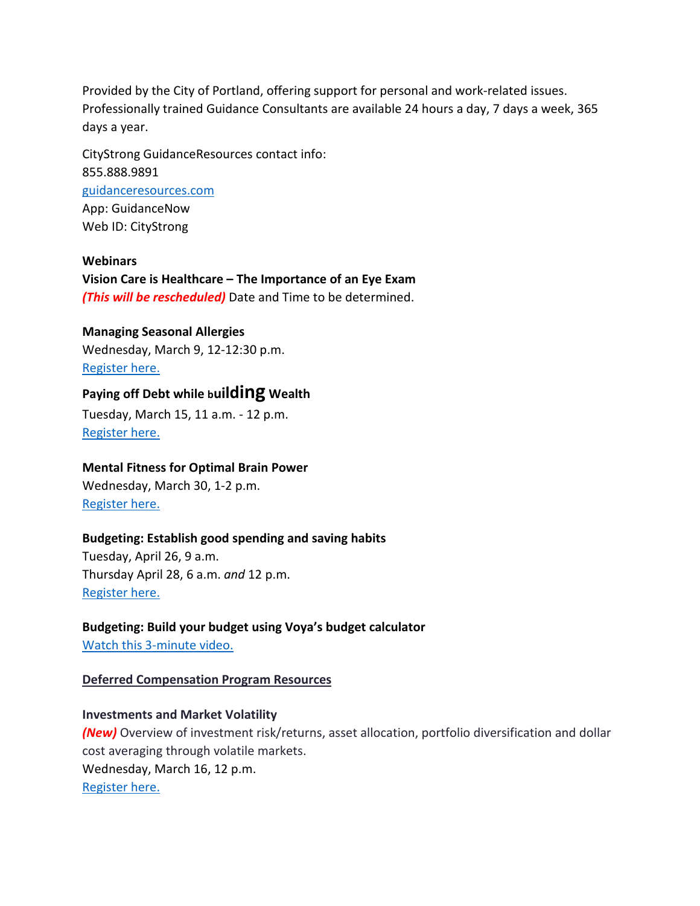Provided by the City of Portland, offering support for personal and work-related issues. Professionally trained Guidance Consultants are available 24 hours a day, 7 days a week, 365 days a year.

CityStrong GuidanceResources contact info:
855.888.9891
guidanceresources.com
App: GuidanceNow
Web ID: CityStrong

**Webinars**

**Vision Care is Healthcare – The Importance of an Eye Exam**
***(This will be rescheduled)*** Date and Time to be determined.

**Managing Seasonal Allergies**
Wednesday, March 9, 12-12:30 p.m.
Register here.

**Paying off Debt while building Wealth**
Tuesday, March 15, 11 a.m. - 12 p.m.
Register here.

**Mental Fitness for Optimal Brain Power**
Wednesday, March 30, 1-2 p.m.
Register here.

**Budgeting: Establish good spending and saving habits**
Tuesday, April 26, 9 a.m.
Thursday April 28, 6 a.m. *and* 12 p.m.
Register here.

**Budgeting: Build your budget using Voya's budget calculator**
Watch this 3-minute video.

**Deferred Compensation Program Resources**

**Investments and Market Volatility**
***(New)*** Overview of investment risk/returns, asset allocation, portfolio diversification and dollar cost averaging through volatile markets.
Wednesday, March 16, 12 p.m.
Register here.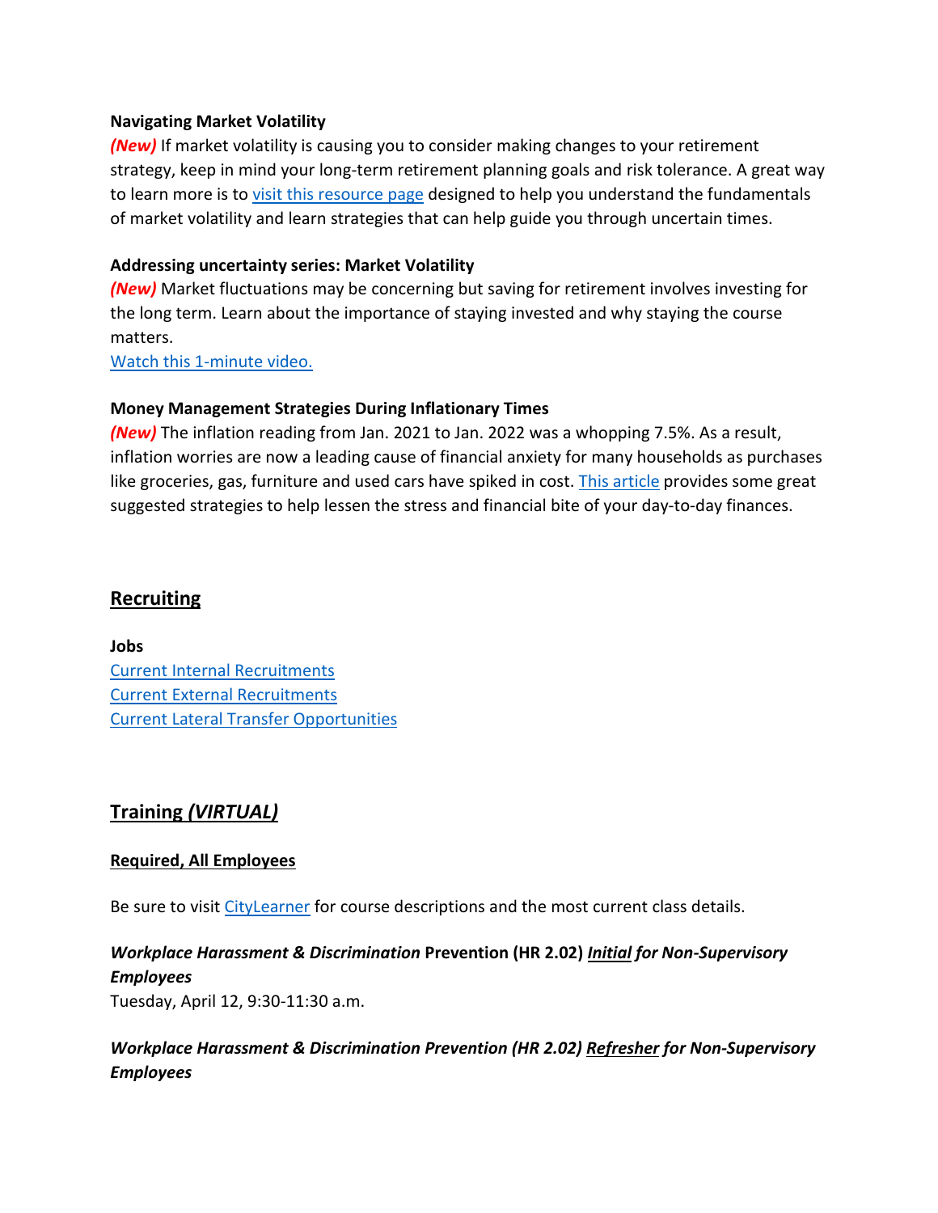**Navigating Market Volatility**

***(New)*** If market volatility is causing you to consider making changes to your retirement strategy, keep in mind your long-term retirement planning goals and risk tolerance. A great way to learn more is to visit this resource page designed to help you understand the fundamentals of market volatility and learn strategies that can help guide you through uncertain times.

**Addressing uncertainty series: Market Volatility**

***(New)*** Market fluctuations may be concerning but saving for retirement involves investing for the long term. Learn about the importance of staying invested and why staying the course matters.

Watch this 1-minute video.

**Money Management Strategies During Inflationary Times**

***(New)*** The inflation reading from Jan. 2021 to Jan. 2022 was a whopping 7.5%. As a result, inflation worries are now a leading cause of financial anxiety for many households as purchases like groceries, gas, furniture and used cars have spiked in cost. This article provides some great suggested strategies to help lessen the stress and financial bite of your day-to-day finances.

## Recruiting

**Jobs**

Current Internal Recruitments
Current External Recruitments
Current Lateral Transfer Opportunities

## Training *(VIRTUAL)*

**Required, All Employees**

Be sure to visit CityLearner for course descriptions and the most current class details.

***Workplace Harassment & Discrimination* Prevention (HR 2.02) *Initial for Non-Supervisory Employees***
Tuesday, April 12, 9:30-11:30 a.m.

***Workplace Harassment & Discrimination Prevention (HR 2.02) Refresher for Non-Supervisory Employees***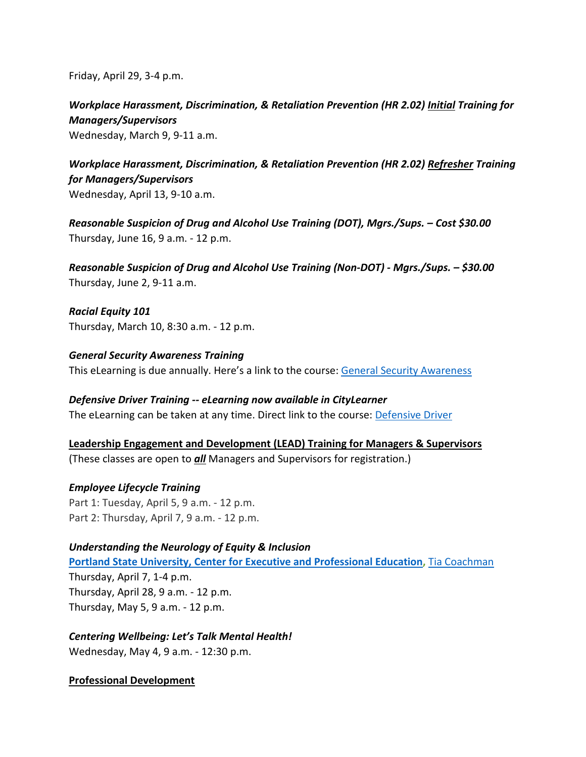Friday, April 29, 3-4 p.m.

***Workplace Harassment, Discrimination, & Retaliation Prevention (HR 2.02) <u>Initial</u> Training for Managers/Supervisors***
Wednesday, March 9, 9-11 a.m.

***Workplace Harassment, Discrimination, & Retaliation Prevention (HR 2.02) <u>Refresher</u> Training for Managers/Supervisors***
Wednesday, April 13, 9-10 a.m.

***Reasonable Suspicion of Drug and Alcohol Use Training (DOT), Mgrs./Sups. – Cost $30.00***
Thursday, June 16, 9 a.m. - 12 p.m.

***Reasonable Suspicion of Drug and Alcohol Use Training (Non-DOT) - Mgrs./Sups. – $30.00***
Thursday, June 2, 9-11 a.m.

***Racial Equity 101***
Thursday, March 10, 8:30 a.m. - 12 p.m.

***General Security Awareness Training***
This eLearning is due annually. Here's a link to the course: General Security Awareness

***Defensive Driver Training -- eLearning now available in CityLearner***
The eLearning can be taken at any time. Direct link to the course: Defensive Driver

**<u>Leadership Engagement and Development (LEAD) Training for Managers & Supervisors</u>**
(These classes are open to ***<u>all</u>*** Managers and Supervisors for registration.)

***Employee Lifecycle Training***
Part 1: Tuesday, April 5, 9 a.m. - 12 p.m.
Part 2: Thursday, April 7, 9 a.m. - 12 p.m.

***Understanding the Neurology of Equity & Inclusion***
**Portland State University, Center for Executive and Professional Education**, Tia Coachman
Thursday, April 7, 1-4 p.m.
Thursday, April 28, 9 a.m. - 12 p.m.
Thursday, May 5, 9 a.m. - 12 p.m.

***Centering Wellbeing: Let's Talk Mental Health!***
Wednesday, May 4, 9 a.m. - 12:30 p.m.

**<u>Professional Development</u>**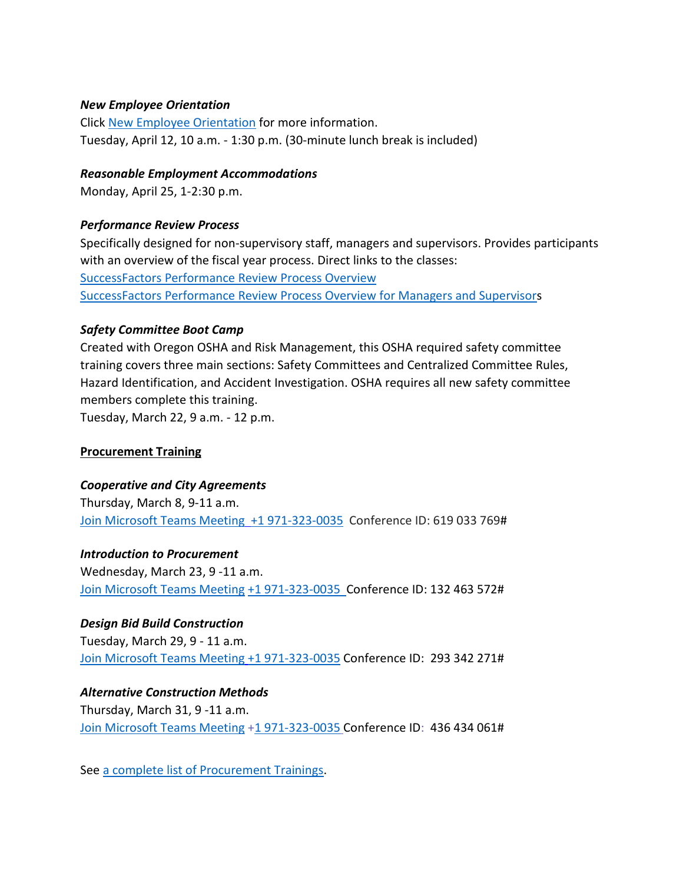***New Employee Orientation***

Click [New Employee Orientation] for more information.
Tuesday, April 12, 10 a.m. - 1:30 p.m. (30-minute lunch break is included)

***Reasonable Employment Accommodations***

Monday, April 25, 1-2:30 p.m.

***Performance Review Process***

Specifically designed for non-supervisory staff, managers and supervisors. Provides participants with an overview of the fiscal year process. Direct links to the classes:
SuccessFactors Performance Review Process Overview
SuccessFactors Performance Review Process Overview for Managers and Supervisors

***Safety Committee Boot Camp***

Created with Oregon OSHA and Risk Management, this OSHA required safety committee training covers three main sections: Safety Committees and Centralized Committee Rules, Hazard Identification, and Accident Investigation. OSHA requires all new safety committee members complete this training.
Tuesday, March 22, 9 a.m. - 12 p.m.

**Procurement Training**

***Cooperative and City Agreements***

Thursday, March 8, 9-11 a.m.
Join Microsoft Teams Meeting +1 971-323-0035 Conference ID: 619 033 769#

***Introduction to Procurement***

Wednesday, March 23, 9 -11 a.m.
Join Microsoft Teams Meeting +1 971-323-0035 Conference ID: 132 463 572#

***Design Bid Build Construction***

Tuesday, March 29, 9 - 11 a.m.
Join Microsoft Teams Meeting +1 971-323-0035 Conference ID: 293 342 271#

***Alternative Construction Methods***

Thursday, March 31, 9 -11 a.m.
Join Microsoft Teams Meeting +1 971-323-0035 Conference ID: 436 434 061#

See a complete list of Procurement Trainings.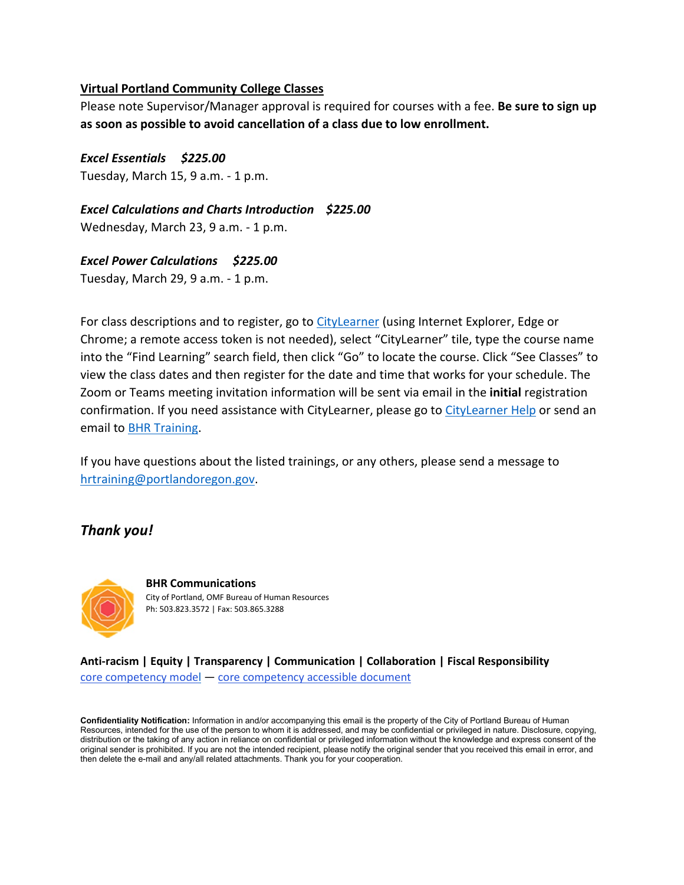**Virtual Portland Community College Classes**

Please note Supervisor/Manager approval is required for courses with a fee. **Be sure to sign up as soon as possible to avoid cancellation of a class due to low enrollment.**

***Excel Essentials    $225.00***
Tuesday, March 15, 9 a.m. - 1 p.m.

***Excel Calculations and Charts Introduction    $225.00***
Wednesday, March 23, 9 a.m. - 1 p.m.

***Excel Power Calculations    $225.00***
Tuesday, March 29, 9 a.m. - 1 p.m.

For class descriptions and to register, go to CityLearner (using Internet Explorer, Edge or Chrome; a remote access token is not needed), select "CityLearner" tile, type the course name into the "Find Learning" search field, then click "Go" to locate the course. Click "See Classes" to view the class dates and then register for the date and time that works for your schedule. The Zoom or Teams meeting invitation information will be sent via email in the **initial** registration confirmation. If you need assistance with CityLearner, please go to CityLearner Help or send an email to BHR Training.

If you have questions about the listed trainings, or any others, please send a message to hrtraining@portlandoregon.gov.

***Thank you!***

**BHR Communications**
City of Portland, OMF Bureau of Human Resources
Ph: 503.823.3572 | Fax: 503.865.3288

**Anti-racism | Equity | Transparency | Communication | Collaboration | Fiscal Responsibility**
core competency model — core competency accessible document

**Confidentiality Notification:** Information in and/or accompanying this email is the property of the City of Portland Bureau of Human Resources, intended for the use of the person to whom it is addressed, and may be confidential or privileged in nature. Disclosure, copying, distribution or the taking of any action in reliance on confidential or privileged information without the knowledge and express consent of the original sender is prohibited. If you are not the intended recipient, please notify the original sender that you received this email in error, and then delete the e-mail and any/all related attachments. Thank you for your cooperation.